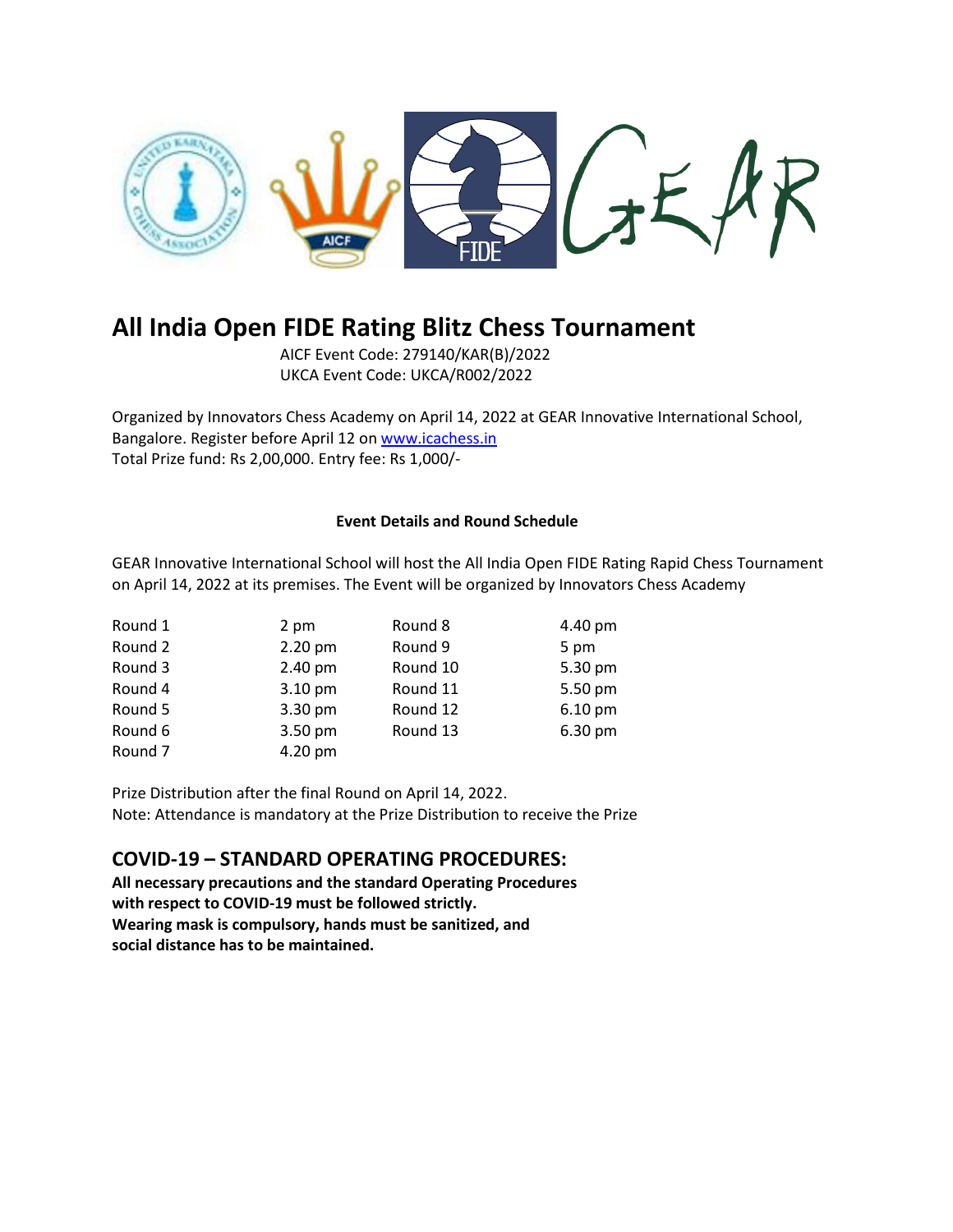# All India Open FIDE Rating Blitz Chess Tournament

AICF Event Code: 279140/KAR(B)/2022
UKCA Event Code: UKCA/R002/2022

Organized by Innovators Chess Academy on April 14, 2022 at GEAR Innovative International School, Bangalore. Register before April 12 on [www.icachess.in](http://www.icachess.in)
Total Prize fund: Rs 2,00,000. Entry fee: Rs 1,000/-

**Event Details and Round Schedule**

GEAR Innovative International School will host the All India Open FIDE Rating Rapid Chess Tournament on April 14, 2022 at its premises. The Event will be organized by Innovators Chess Academy

| Round | Time | Round | Time |
|---|---|---|---|
| Round 1 | 2 pm | Round 8 | 4.40 pm |
| Round 2 | 2.20 pm | Round 9 | 5 pm |
| Round 3 | 2.40 pm | Round 10 | 5.30 pm |
| Round 4 | 3.10 pm | Round 11 | 5.50 pm |
| Round 5 | 3.30 pm | Round 12 | 6.10 pm |
| Round 6 | 3.50 pm | Round 13 | 6.30 pm |
| Round 7 | 4.20 pm | | |

Prize Distribution after the final Round on April 14, 2022.
Note: Attendance is mandatory at the Prize Distribution to receive the Prize

## COVID-19 – STANDARD OPERATING PROCEDURES:

**All necessary precautions and the standard Operating Procedures with respect to COVID-19 must be followed strictly. Wearing mask is compulsory, hands must be sanitized, and social distance has to be maintained.**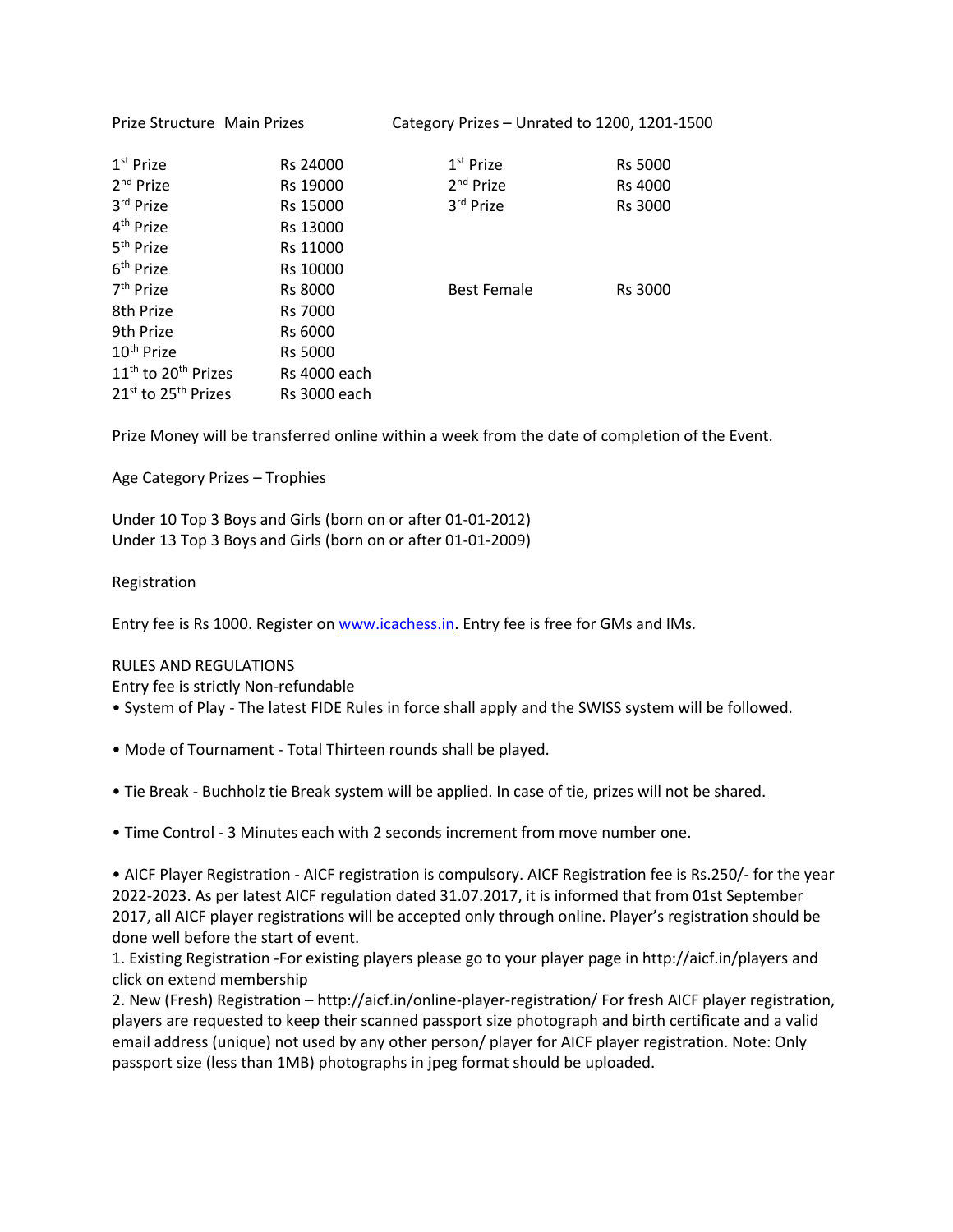Prize Structure Main Prizes

| Main Prizes | |
|---|---|
| 1st Prize | Rs 24000 |
| 2nd Prize | Rs 19000 |
| 3rd Prize | Rs 15000 |
| 4th Prize | Rs 13000 |
| 5th Prize | Rs 11000 |
| 6th Prize | Rs 10000 |
| 7th Prize | Rs 8000 |
| 8th Prize | Rs 7000 |
| 9th Prize | Rs 6000 |
| 10th Prize | Rs 5000 |
| 11th to 20th Prizes | Rs 4000 each |
| 21st to 25th Prizes | Rs 3000 each |

Category Prizes – Unrated to 1200, 1201-1500

| Category Prizes | |
|---|---|
| 1st Prize | Rs 5000 |
| 2nd Prize | Rs 4000 |
| 3rd Prize | Rs 3000 |
| Best Female | Rs 3000 |

Prize Money will be transferred online within a week from the date of completion of the Event.

Age Category Prizes – Trophies

Under 10 Top 3 Boys and Girls (born on or after 01-01-2012)
Under 13 Top 3 Boys and Girls (born on or after 01-01-2009)

Registration

Entry fee is Rs 1000. Register on [www.icachess.in](www.icachess.in). Entry fee is free for GMs and IMs.

RULES AND REGULATIONS
Entry fee is strictly Non-refundable

- System of Play - The latest FIDE Rules in force shall apply and the SWISS system will be followed.
- Mode of Tournament - Total Thirteen rounds shall be played.
- Tie Break - Buchholz tie Break system will be applied. In case of tie, prizes will not be shared.
- Time Control - 3 Minutes each with 2 seconds increment from move number one.
- AICF Player Registration - AICF registration is compulsory. AICF Registration fee is Rs.250/- for the year 2022-2023. As per latest AICF regulation dated 31.07.2017, it is informed that from 01st September 2017, all AICF player registrations will be accepted only through online. Player's registration should be done well before the start of event.

1. Existing Registration -For existing players please go to your player page in http://aicf.in/players and click on extend membership
2. New (Fresh) Registration – http://aicf.in/online-player-registration/ For fresh AICF player registration, players are requested to keep their scanned passport size photograph and birth certificate and a valid email address (unique) not used by any other person/ player for AICF player registration. Note: Only passport size (less than 1MB) photographs in jpeg format should be uploaded.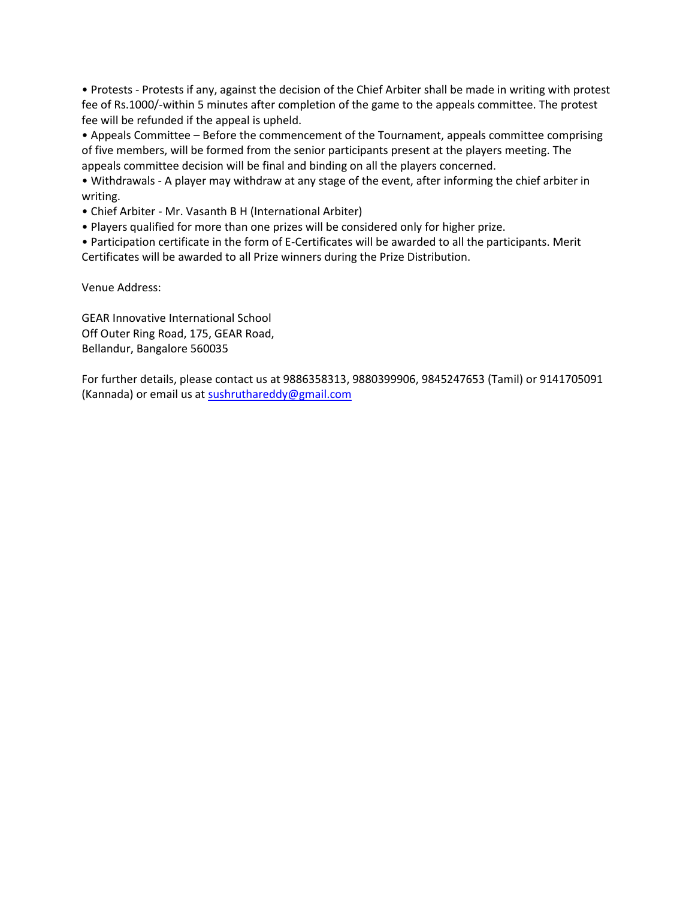- Protests - Protests if any, against the decision of the Chief Arbiter shall be made in writing with protest fee of Rs.1000/-within 5 minutes after completion of the game to the appeals committee. The protest fee will be refunded if the appeal is upheld.
- Appeals Committee – Before the commencement of the Tournament, appeals committee comprising of five members, will be formed from the senior participants present at the players meeting. The appeals committee decision will be final and binding on all the players concerned.
- Withdrawals - A player may withdraw at any stage of the event, after informing the chief arbiter in writing.
- Chief Arbiter - Mr. Vasanth B H (International Arbiter)
- Players qualified for more than one prizes will be considered only for higher prize.
- Participation certificate in the form of E-Certificates will be awarded to all the participants. Merit Certificates will be awarded to all Prize winners during the Prize Distribution.

Venue Address:

GEAR Innovative International School
Off Outer Ring Road, 175, GEAR Road,
Bellandur, Bangalore 560035

For further details, please contact us at 9886358313, 9880399906, 9845247653 (Tamil) or 9141705091 (Kannada) or email us at sushruthareddy@gmail.com